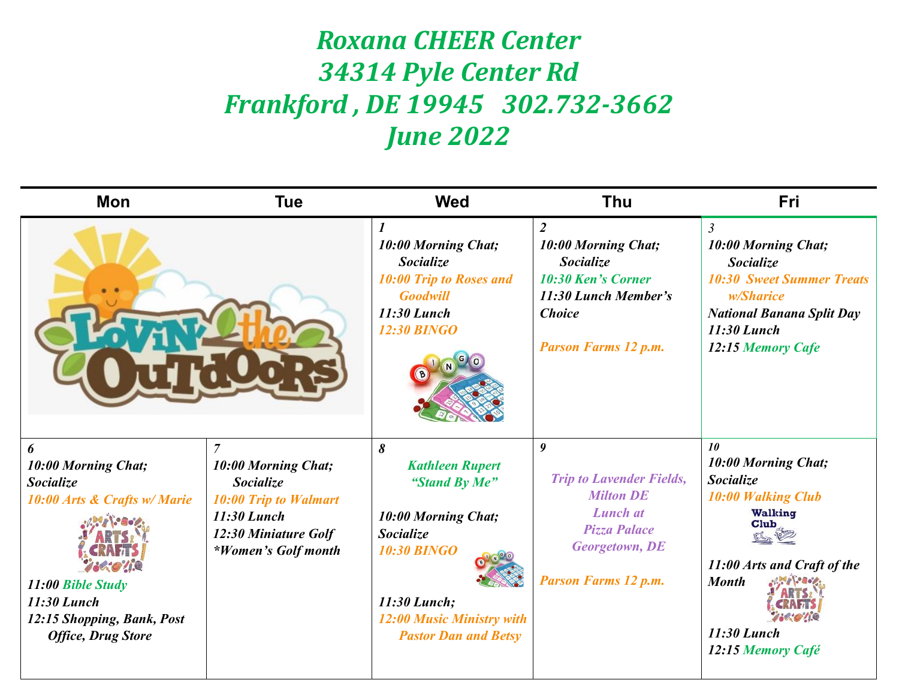# Roxana CHEER Center
# 34314 Pyle Center Rd
# Frankford , DE 19945   302.732-3662
# June 2022

| Mon | Tue | Wed | Thu | Fri |
|---|---|---|---|---|
| | | *1*<br>*10:00 Morning Chat; Socialize*<br>*10:00 Trip to Roses and Goodwill*<br>*11:30 Lunch*<br>*12:30 BINGO* | *2*<br>*10:00 Morning Chat; Socialize*<br>*10:30 Ken's Corner*<br>*11:30 Lunch Member's Choice*<br><br>*Parson Farms 12 p.m.* | *3*<br>*10:00 Morning Chat; Socialize*<br>*10:30 Sweet Summer Treats w/Sharice*<br>*National Banana Split Day*<br>*11:30 Lunch*<br>*12:15 Memory Cafe* |
| *6*<br>*10:00 Morning Chat; Socialize*<br>*10:00 Arts & Crafts w/ Marie*<br>*11:00 Bible Study*<br>*11:30 Lunch*<br>*12:15 Shopping, Bank, Post Office, Drug Store* | *7*<br>*10:00 Morning Chat; Socialize*<br>*10:00 Trip to Walmart*<br>*11:30 Lunch*<br>*12:30 Miniature Golf*<br>*\*Women's Golf month* | *8*<br>*Kathleen Rupert "Stand By Me"*<br><br>*10:00 Morning Chat; Socialize*<br>*10:30 BINGO*<br><br>*11:30 Lunch;*<br>*12:00 Music Ministry with Pastor Dan and Betsy* | *9*<br>*Trip to Lavender Fields, Milton DE*<br>*Lunch at Pizza Palace Georgetown, DE*<br><br>*Parson Farms 12 p.m.* | *10*<br>*10:00 Morning Chat; Socialize*<br>*10:00 Walking Club*<br><br>*11:00 Arts and Craft of the Month*<br><br>*11:30 Lunch*<br>*12:15 Memory Café* |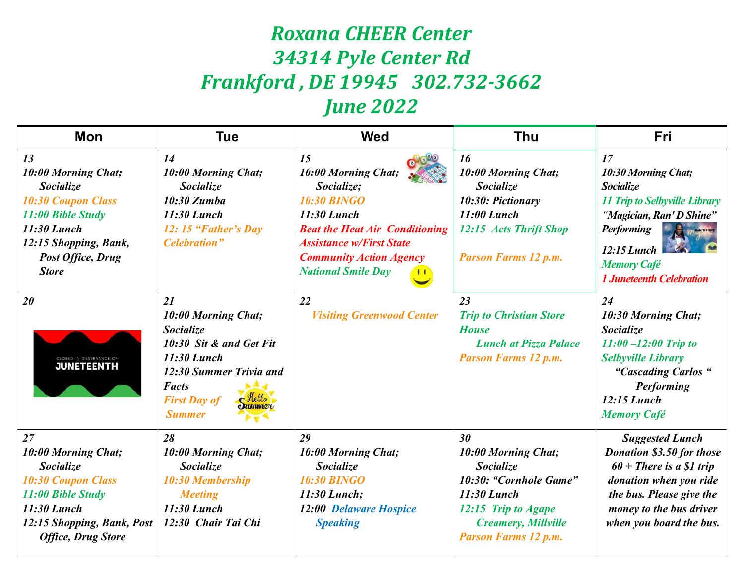# Roxana CHEER Center
# 34314 Pyle Center Rd
# Frankford , DE 19945 302.732-3662
# June 2022

| Mon | Tue | Wed | Thu | Fri |
|---|---|---|---|---|
| 13<br>10:00 Morning Chat; Socialize<br>10:30 Coupon Class<br>11:00 Bible Study<br>11:30 Lunch<br>12:15 Shopping, Bank, Post Office, Drug Store | 14<br>10:00 Morning Chat; Socialize<br>10:30 Zumba<br>11:30 Lunch<br>12: 15 "Father's Day Celebration" | 15<br>10:00 Morning Chat; Socialize;<br>10:30 BINGO<br>11:30 Lunch<br>Beat the Heat Air Conditioning Assistance w/First State Community Action Agency<br>National Smile Day | 16<br>10:00 Morning Chat; Socialize<br>10:30: Pictionary<br>11:00 Lunch<br>12:15 Acts Thrift Shop<br><br>Parson Farms 12 p.m. | 17<br>10:30 Morning Chat; Socialize<br>11 Trip to Selbyville Library "Magician, Ran' D Shine" Performing<br>12:15 Lunch<br>Memory Café<br>1 Juneteenth Celebration |
| 20<br>CLOSED IN OBSERVANCE OF JUNETEENTH | 21<br>10:00 Morning Chat; Socialize<br>10:30 Sit & and Get Fit<br>11:30 Lunch<br>12:30 Summer Trivia and Facts<br>First Day of Summer | 22<br>Visiting Greenwood Center | 23<br>Trip to Christian Store House<br>Lunch at Pizza Palace<br>Parson Farms 12 p.m. | 24<br>10:30 Morning Chat; Socialize<br>11:00 –12:00 Trip to Selbyville Library<br>"Cascading Carlos " Performing<br>12:15 Lunch<br>Memory Café |
| 27<br>10:00 Morning Chat; Socialize<br>10:30 Coupon Class<br>11:00 Bible Study<br>11:30 Lunch<br>12:15 Shopping, Bank, Post Office, Drug Store | 28<br>10:00 Morning Chat; Socialize<br>10:30 Membership Meeting<br>11:30 Lunch<br>12:30 Chair Tai Chi | 29<br>10:00 Morning Chat; Socialize<br>10:30 BINGO<br>11:30 Lunch;<br>12:00 Delaware Hospice Speaking | 30<br>10:00 Morning Chat; Socialize<br>10:30: "Cornhole Game"<br>11:30 Lunch<br>12:15 Trip to Agape Creamery, Millville<br>Parson Farms 12 p.m. | Suggested Lunch Donation $3.50 for those 60 + There is a $1 trip donation when you ride the bus. Please give the money to the bus driver when you board the bus. |